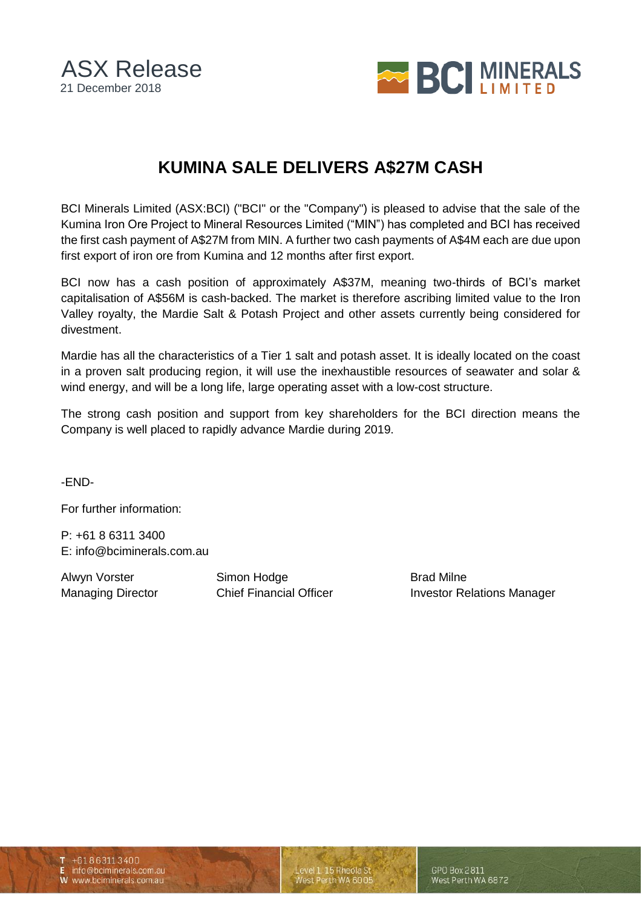ASX Release
21 December 2018

# KUMINA SALE DELIVERS A$27M CASH

BCI Minerals Limited (ASX:BCI) ("BCI" or the "Company") is pleased to advise that the sale of the Kumina Iron Ore Project to Mineral Resources Limited ("MIN") has completed and BCI has received the first cash payment of A$27M from MIN. A further two cash payments of A$4M each are due upon first export of iron ore from Kumina and 12 months after first export.

BCI now has a cash position of approximately A$37M, meaning two-thirds of BCI's market capitalisation of A$56M is cash-backed. The market is therefore ascribing limited value to the Iron Valley royalty, the Mardie Salt & Potash Project and other assets currently being considered for divestment.

Mardie has all the characteristics of a Tier 1 salt and potash asset. It is ideally located on the coast in a proven salt producing region, it will use the inexhaustible resources of seawater and solar & wind energy, and will be a long life, large operating asset with a low-cost structure.

The strong cash position and support from key shareholders for the BCI direction means the Company is well placed to rapidly advance Mardie during 2019.

-END-

For further information:

P: +61 8 6311 3400
E: info@bciminerals.com.au

| Alwyn Vorster | Simon Hodge | Brad Milne |
|---|---|---|
| Managing Director | Chief Financial Officer | Investor Relations Manager |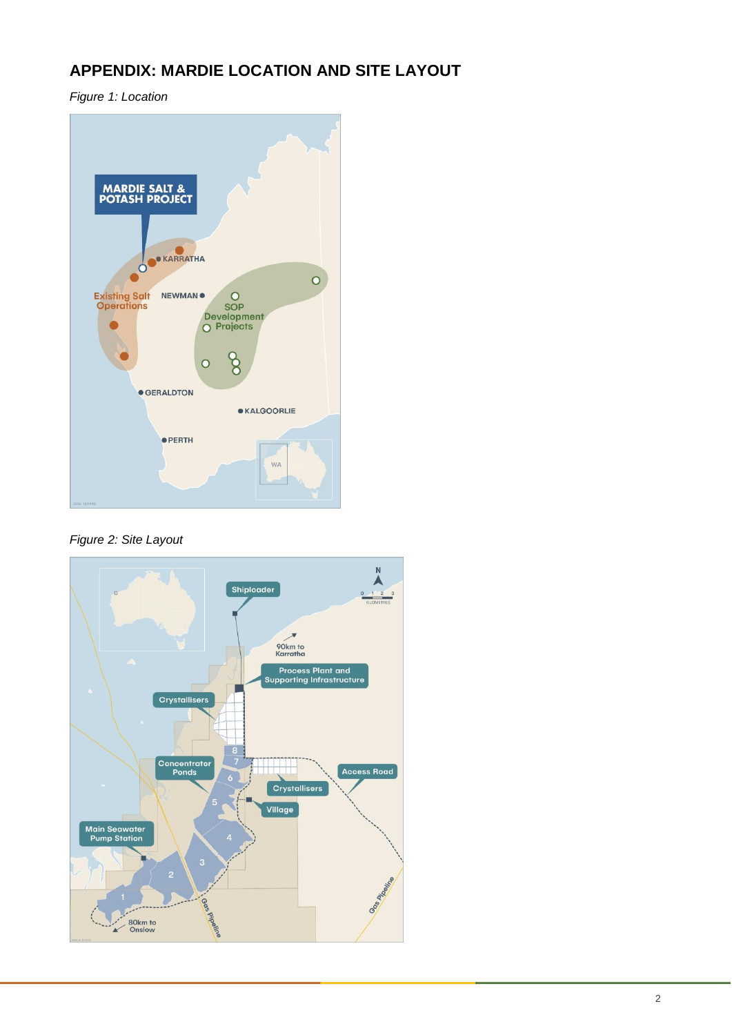## APPENDIX: MARDIE LOCATION AND SITE LAYOUT

*Figure 1: Location*

*Figure 2: Site Layout*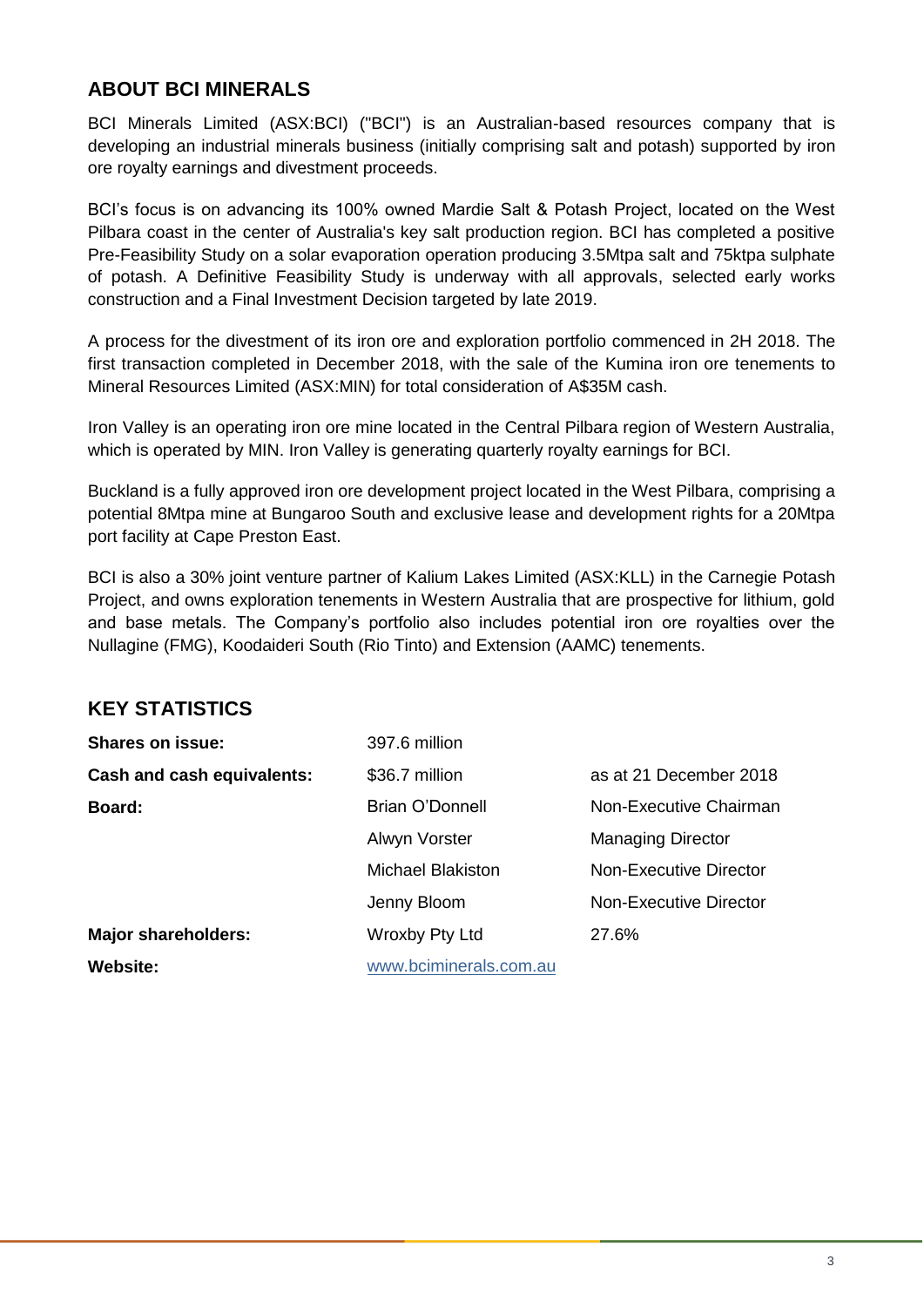## ABOUT BCI MINERALS

BCI Minerals Limited (ASX:BCI) ("BCI") is an Australian-based resources company that is developing an industrial minerals business (initially comprising salt and potash) supported by iron ore royalty earnings and divestment proceeds.

BCI's focus is on advancing its 100% owned Mardie Salt & Potash Project, located on the West Pilbara coast in the center of Australia's key salt production region. BCI has completed a positive Pre-Feasibility Study on a solar evaporation operation producing 3.5Mtpa salt and 75ktpa sulphate of potash. A Definitive Feasibility Study is underway with all approvals, selected early works construction and a Final Investment Decision targeted by late 2019.

A process for the divestment of its iron ore and exploration portfolio commenced in 2H 2018. The first transaction completed in December 2018, with the sale of the Kumina iron ore tenements to Mineral Resources Limited (ASX:MIN) for total consideration of A$35M cash.

Iron Valley is an operating iron ore mine located in the Central Pilbara region of Western Australia, which is operated by MIN. Iron Valley is generating quarterly royalty earnings for BCI.

Buckland is a fully approved iron ore development project located in the West Pilbara, comprising a potential 8Mtpa mine at Bungaroo South and exclusive lease and development rights for a 20Mtpa port facility at Cape Preston East.

BCI is also a 30% joint venture partner of Kalium Lakes Limited (ASX:KLL) in the Carnegie Potash Project, and owns exploration tenements in Western Australia that are prospective for lithium, gold and base metals. The Company's portfolio also includes potential iron ore royalties over the Nullagine (FMG), Koodaideri South (Rio Tinto) and Extension (AAMC) tenements.

## KEY STATISTICS

| | | |
|---|---|---|
| **Shares on issue:** | 397.6 million | |
| **Cash and cash equivalents:** | $36.7 million | as at 21 December 2018 |
| **Board:** | Brian O'Donnell | Non-Executive Chairman |
| | Alwyn Vorster | Managing Director |
| | Michael Blakiston | Non-Executive Director |
| | Jenny Bloom | Non-Executive Director |
| **Major shareholders:** | Wroxby Pty Ltd | 27.6% |
| **Website:** | www.bciminerals.com.au | |